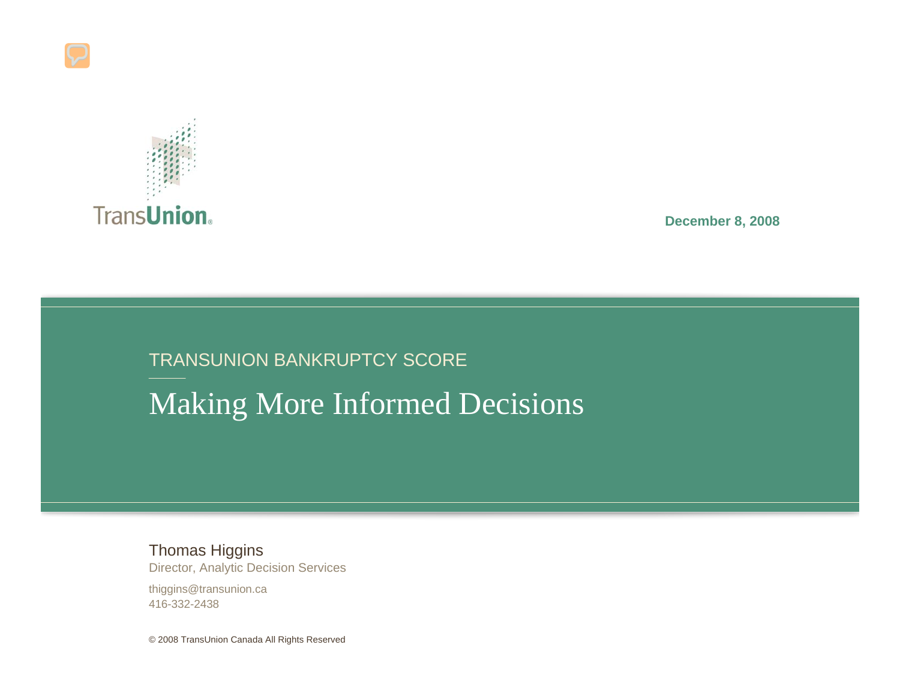TransUnion

December 8, 2008

TRANSUNION BANKRUPTCY SCORE

# Making More Informed Decisions

Thomas Higgins
Director, Analytic Decision Services

thiggins@transunion.ca
416-332-2438

© 2008 TransUnion Canada All Rights Reserved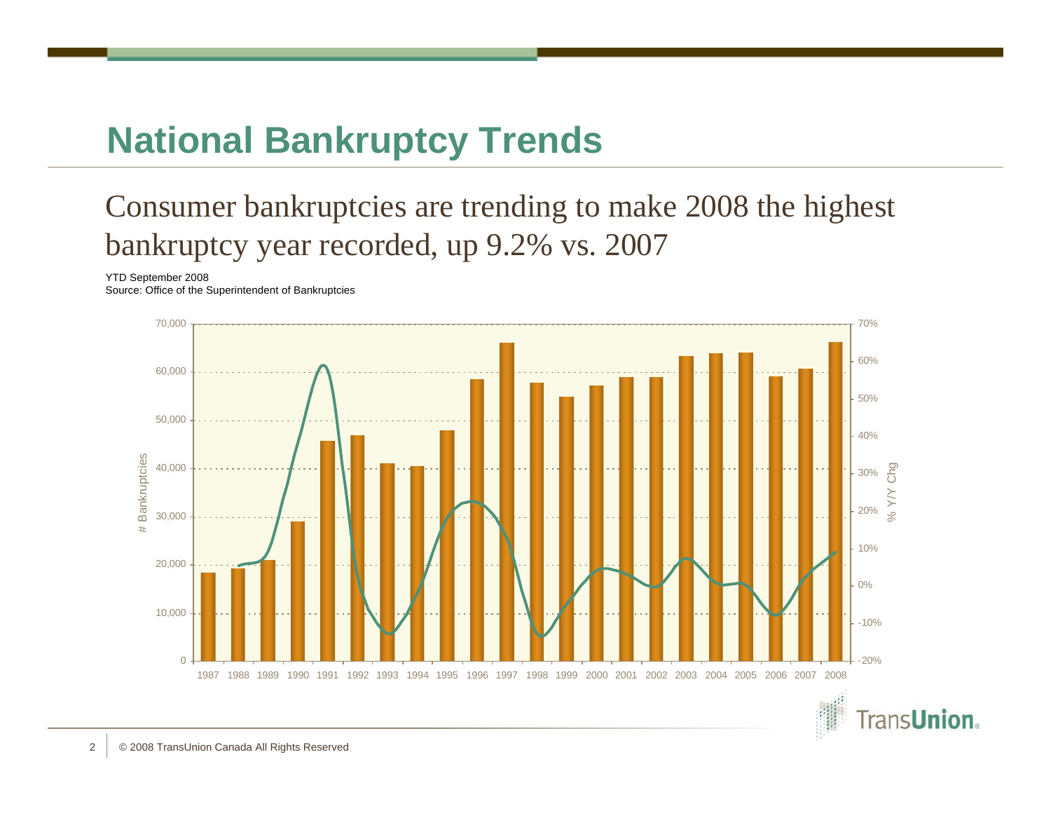# National Bankruptcy Trends

Consumer bankruptcies are trending to make 2008 the highest bankruptcy year recorded, up 9.2% vs. 2007

YTD September 2008
Source: Office of the Superintendent of Bankruptcies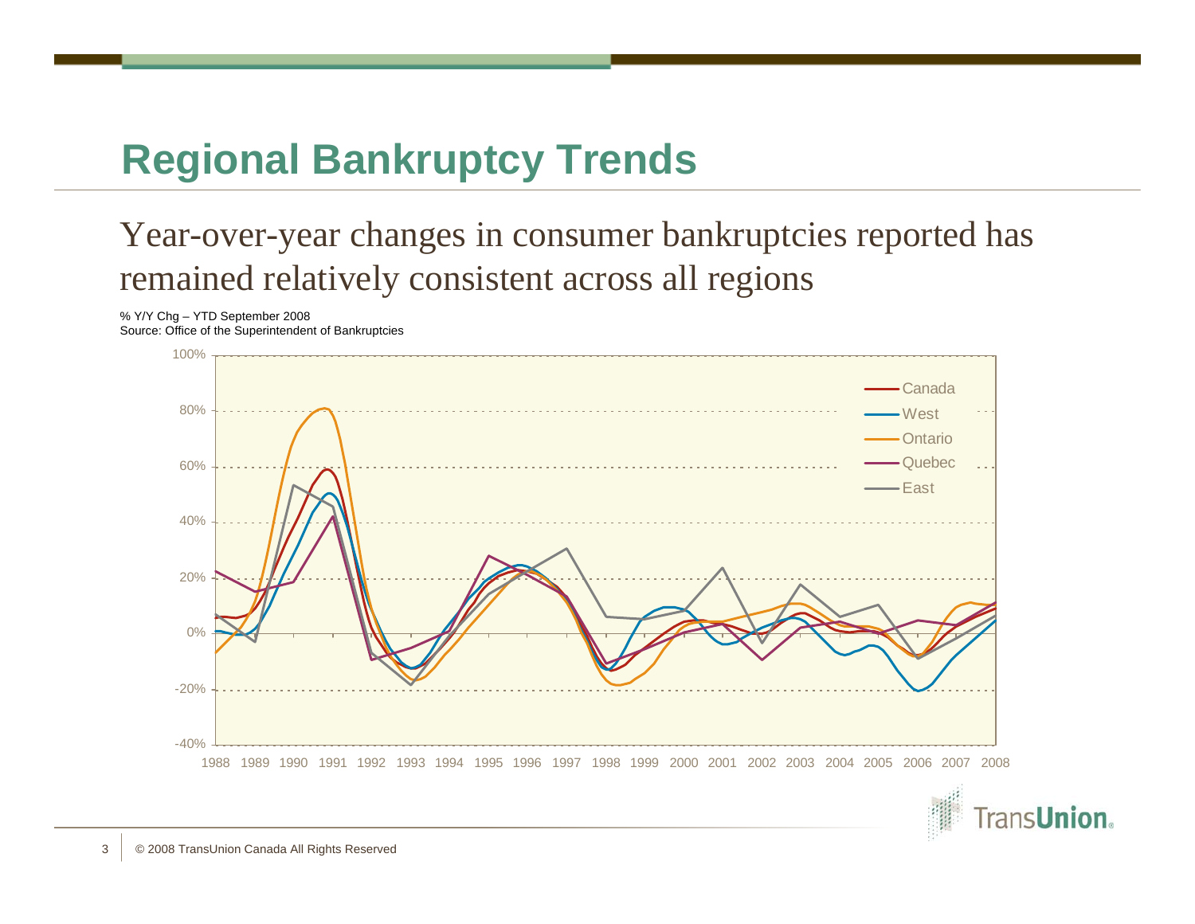# Regional Bankruptcy Trends

Year-over-year changes in consumer bankruptcies reported has remained relatively consistent across all regions

% Y/Y Chg – YTD September 2008
Source: Office of the Superintendent of Bankruptcies

100%
80%
60%
40%
20%
0%
-20%
-40%

1988 1989 1990 1991 1992 1993 1994 1995 1996 1997 1998 1999 2000 2001 2002 2003 2004 2005 2006 2007 2008

Canada
West
Ontario
Quebec
East

© 2008 TransUnion Canada All Rights Reserved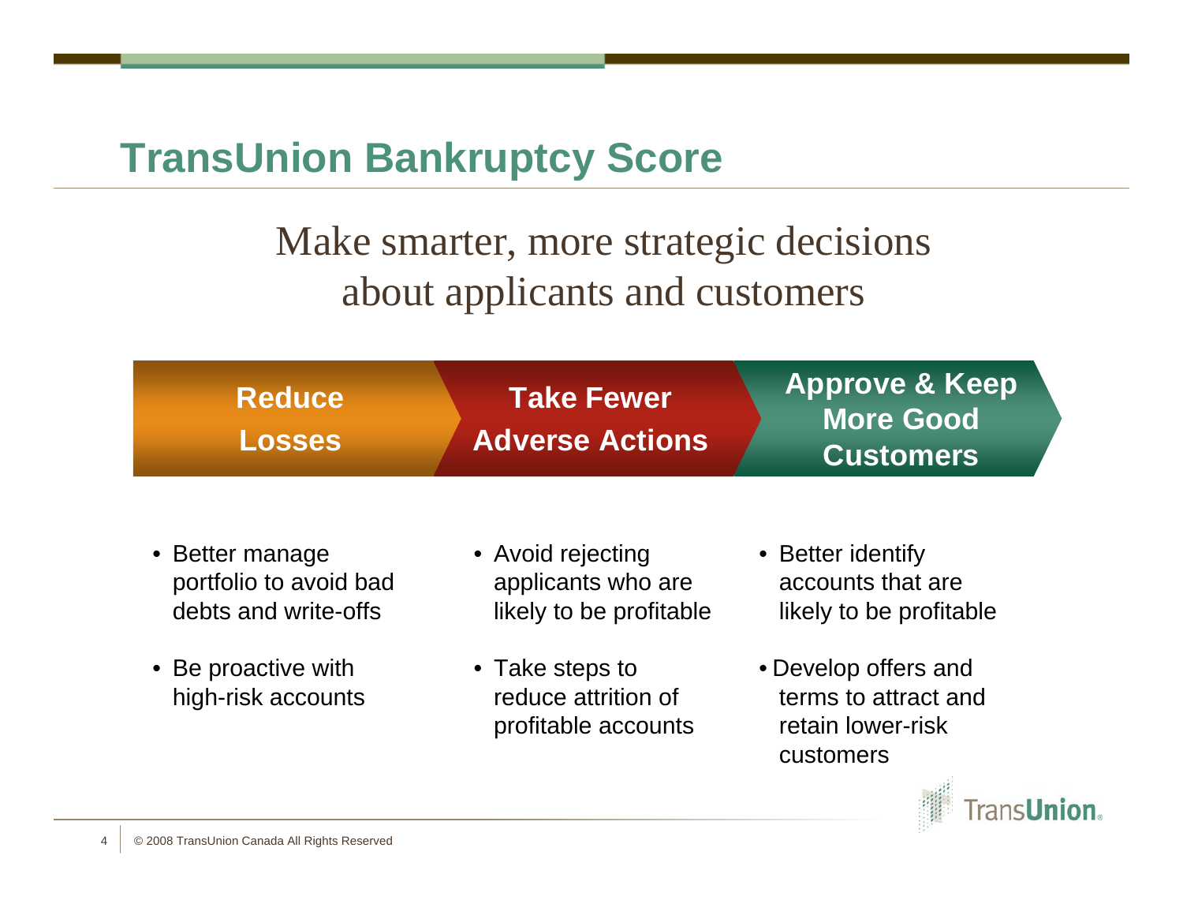# TransUnion Bankruptcy Score

Make smarter, more strategic decisions about applicants and customers

| Reduce Losses | Take Fewer Adverse Actions | Approve & Keep More Good Customers |
|---|---|---|
| • Better manage portfolio to avoid bad debts and write-offs<br>• Be proactive with high-risk accounts | • Avoid rejecting applicants who are likely to be profitable<br>• Take steps to reduce attrition of profitable accounts | • Better identify accounts that are likely to be profitable<br>• Develop offers and terms to attract and retain lower-risk customers |

© 2008 TransUnion Canada All Rights Reserved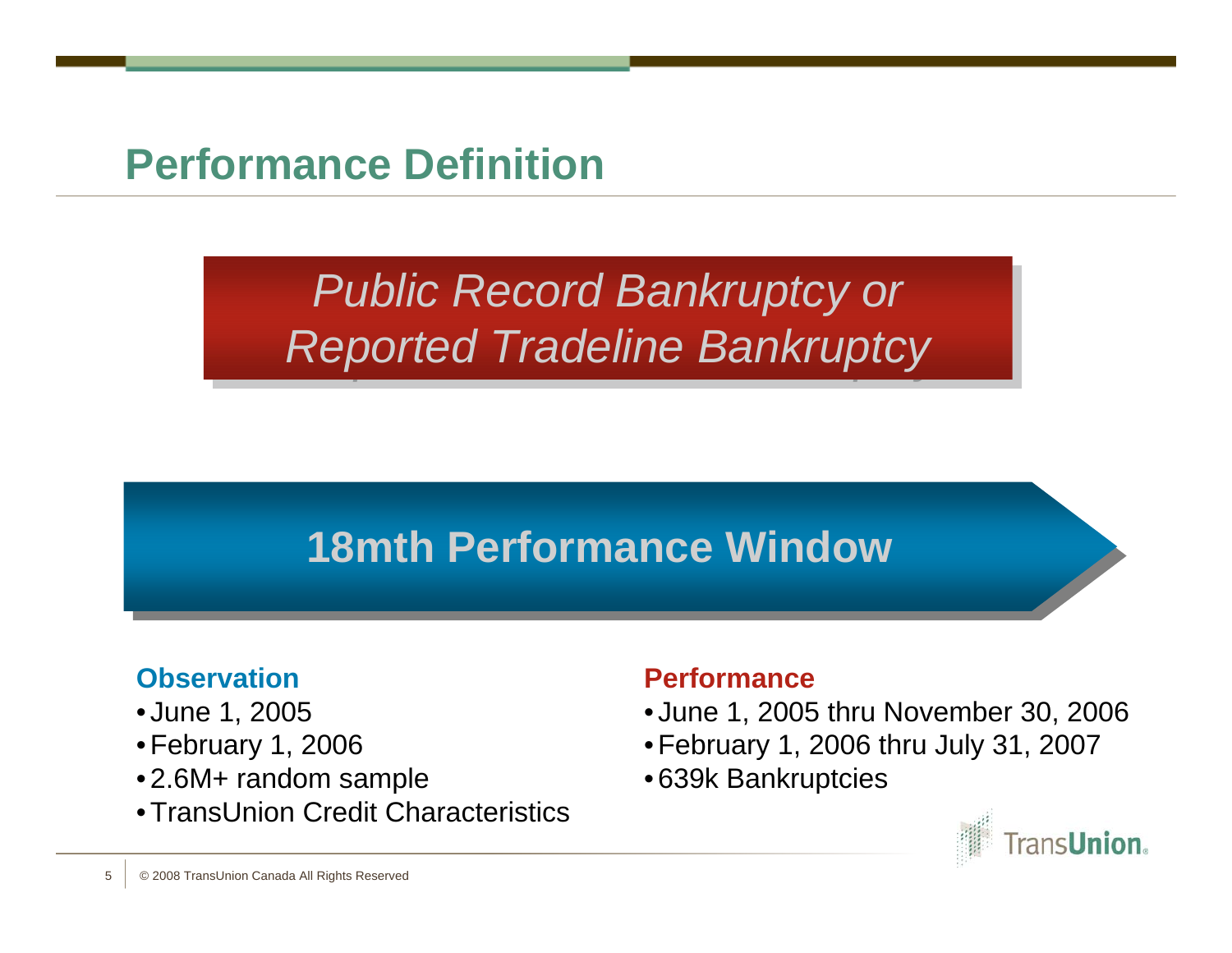# Performance Definition

*Public Record Bankruptcy or Reported Tradeline Bankruptcy*

## 18mth Performance Window

**Observation**

- June 1, 2005
- February 1, 2006
- 2.6M+ random sample
- TransUnion Credit Characteristics

**Performance**

- June 1, 2005 thru November 30, 2006
- February 1, 2006 thru July 31, 2007
- 639k Bankruptcies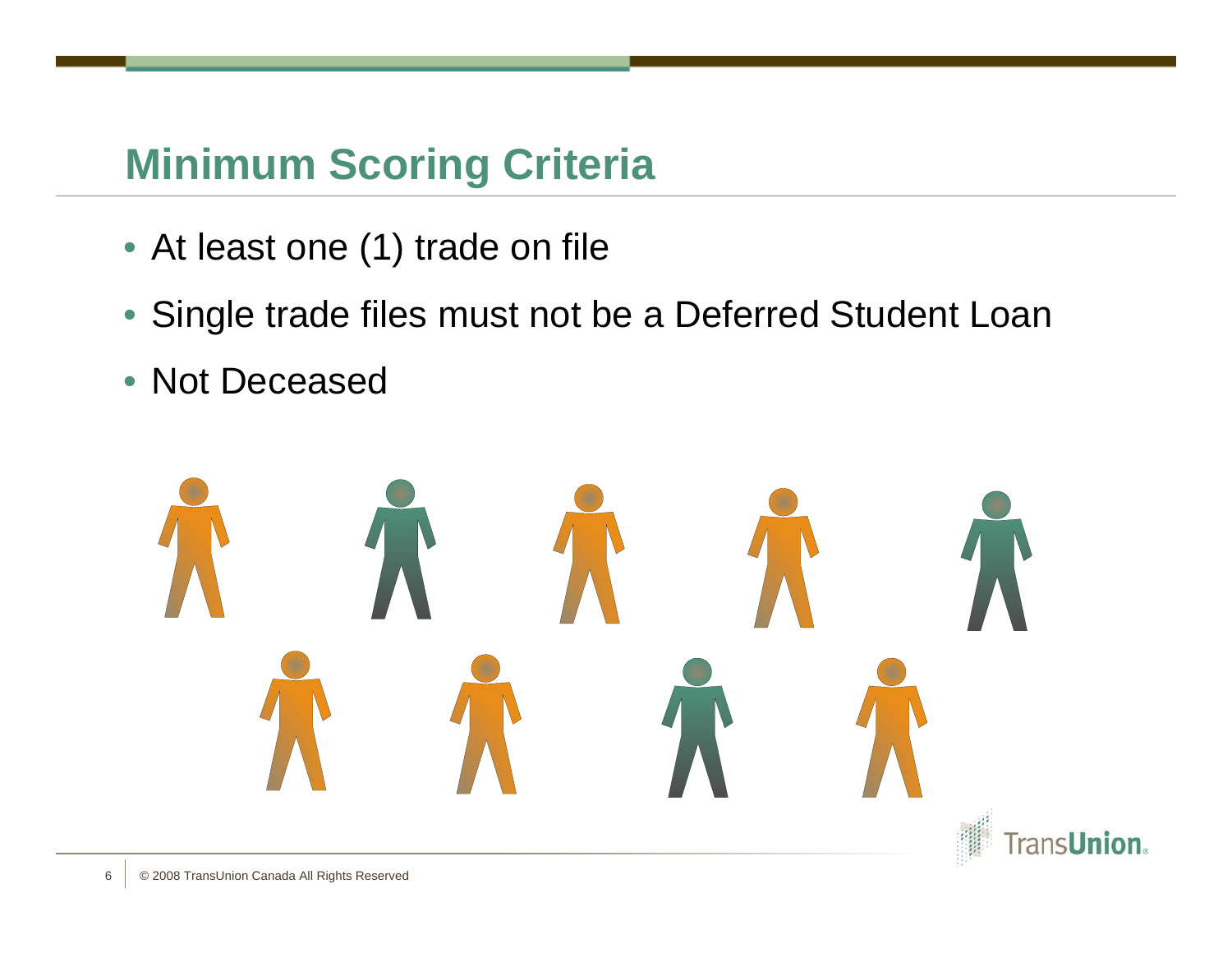## Minimum Scoring Criteria

- At least one (1) trade on file
- Single trade files must not be a Deferred Student Loan
- Not Deceased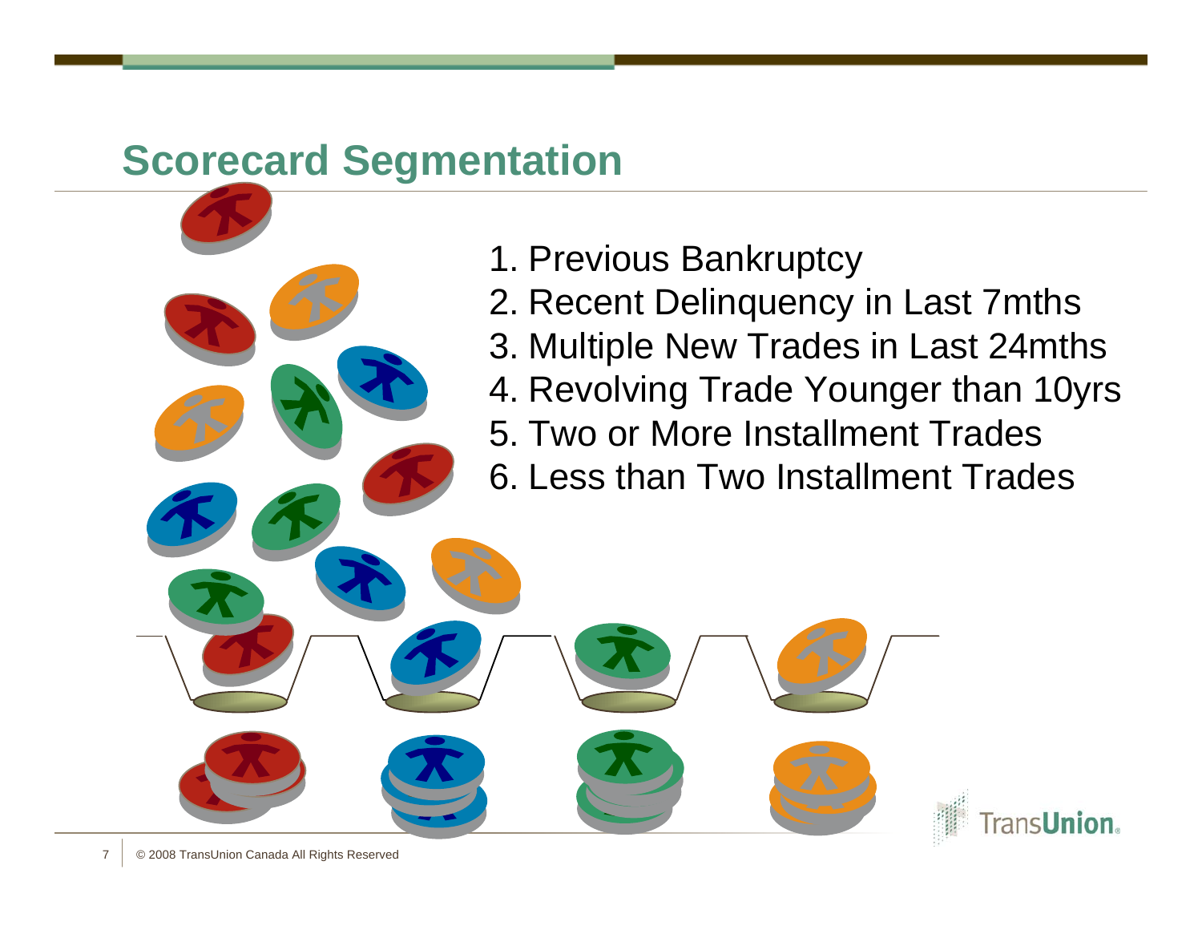# Scorecard Segmentation

1. Previous Bankruptcy
2. Recent Delinquency in Last 7mths
3. Multiple New Trades in Last 24mths
4. Revolving Trade Younger than 10yrs
5. Two or More Installment Trades
6. Less than Two Installment Trades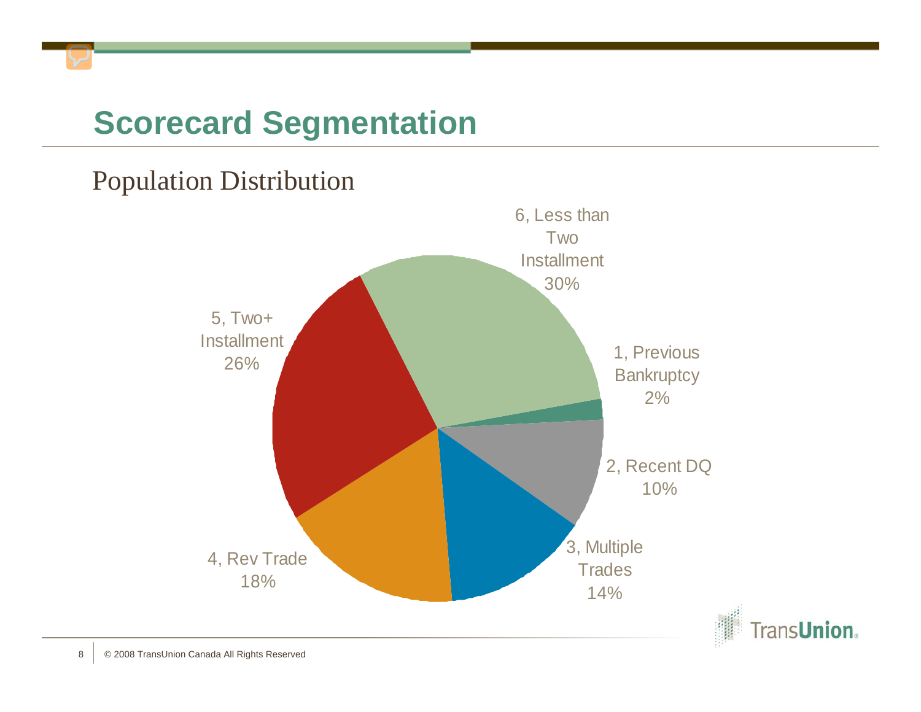# Scorecard Segmentation

## Population Distribution

6, Less than Two Installment 30%

1, Previous Bankruptcy 2%

2, Recent DQ 10%

3, Multiple Trades 14%

4, Rev Trade 18%

5, Two+ Installment 26%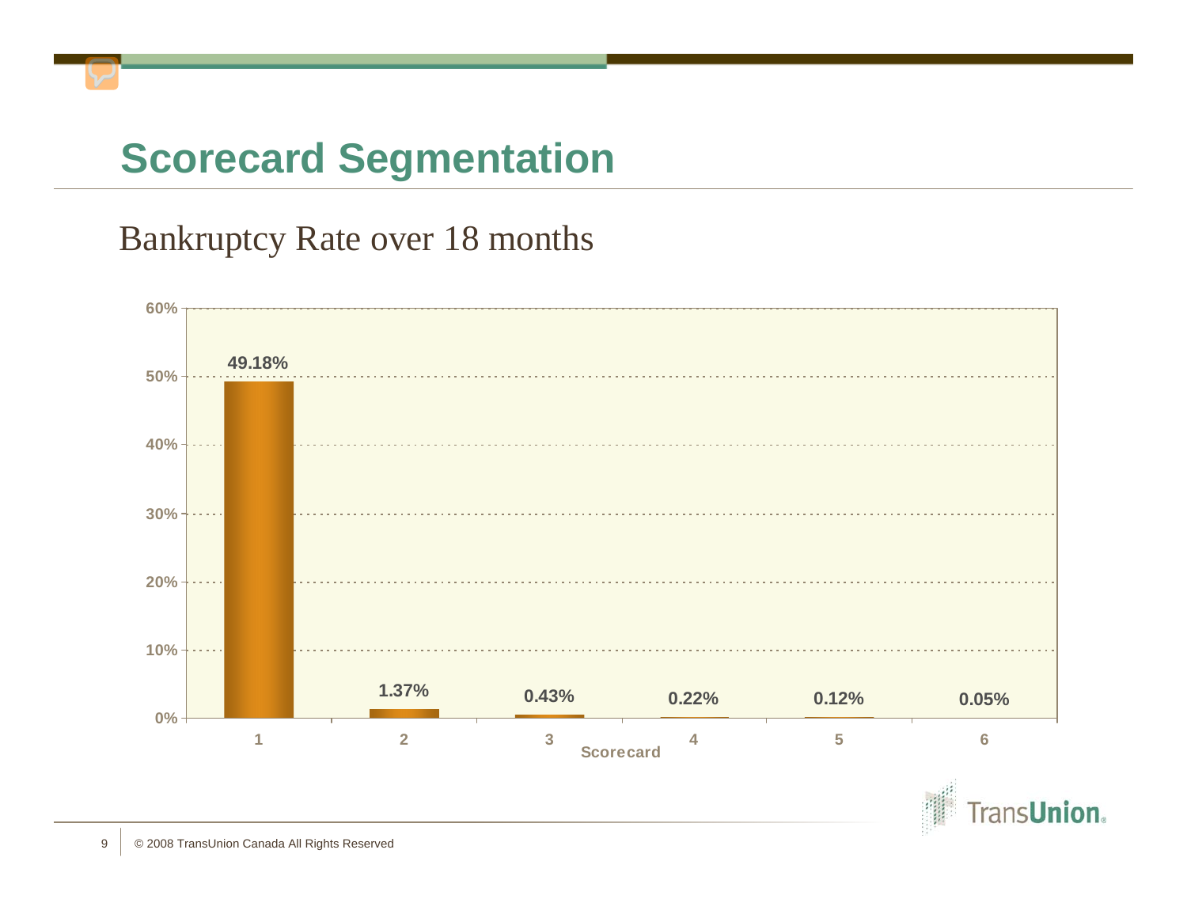# Scorecard Segmentation

## Bankruptcy Rate over 18 months

| Scorecard | Bankruptcy Rate |
|---|---|
| 1 | 49.18% |
| 2 | 1.37% |
| 3 | 0.43% |
| 4 | 0.22% |
| 5 | 0.12% |
| 6 | 0.05% |

© 2008 TransUnion Canada All Rights Reserved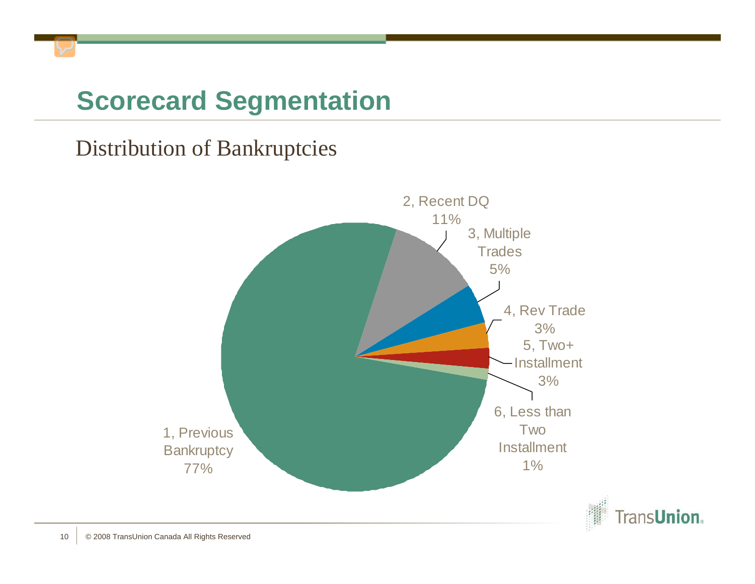# Scorecard Segmentation

## Distribution of Bankruptcies

| Segment | Percentage |
| --- | --- |
| 1, Previous Bankruptcy | 77% |
| 2, Recent DQ | 11% |
| 3, Multiple Trades | 5% |
| 4, Rev Trade | 3% |
| 5, Two+ Installment | 3% |
| 6, Less than Two Installment | 1% |

© 2008 TransUnion Canada All Rights Reserved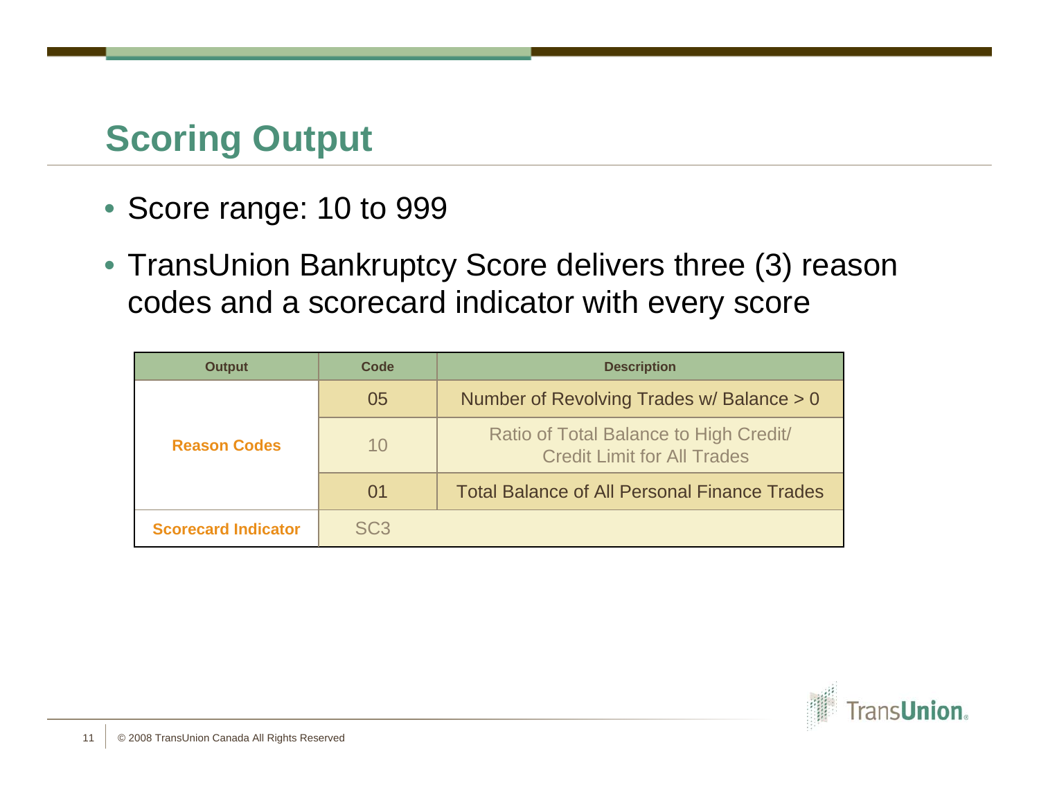# Scoring Output

- Score range: 10 to 999
- TransUnion Bankruptcy Score delivers three (3) reason codes and a scorecard indicator with every score

| Output | Code | Description |
|---|---|---|
| Reason Codes | 05 | Number of Revolving Trades w/ Balance > 0 |
| | 10 | Ratio of Total Balance to High Credit/ Credit Limit for All Trades |
| | 01 | Total Balance of All Personal Finance Trades |
| Scorecard Indicator | SC3 | |

© 2008 TransUnion Canada All Rights Reserved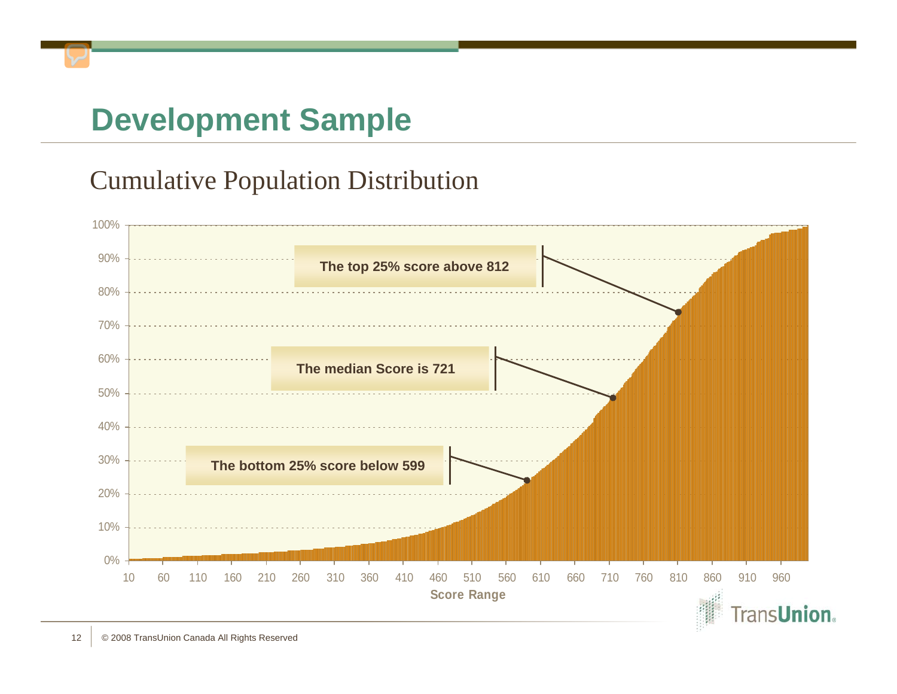# Development Sample

## Cumulative Population Distribution

The top 25% score above 812

The median Score is 721

The bottom 25% score below 599

Score Range

© 2008 TransUnion Canada All Rights Reserved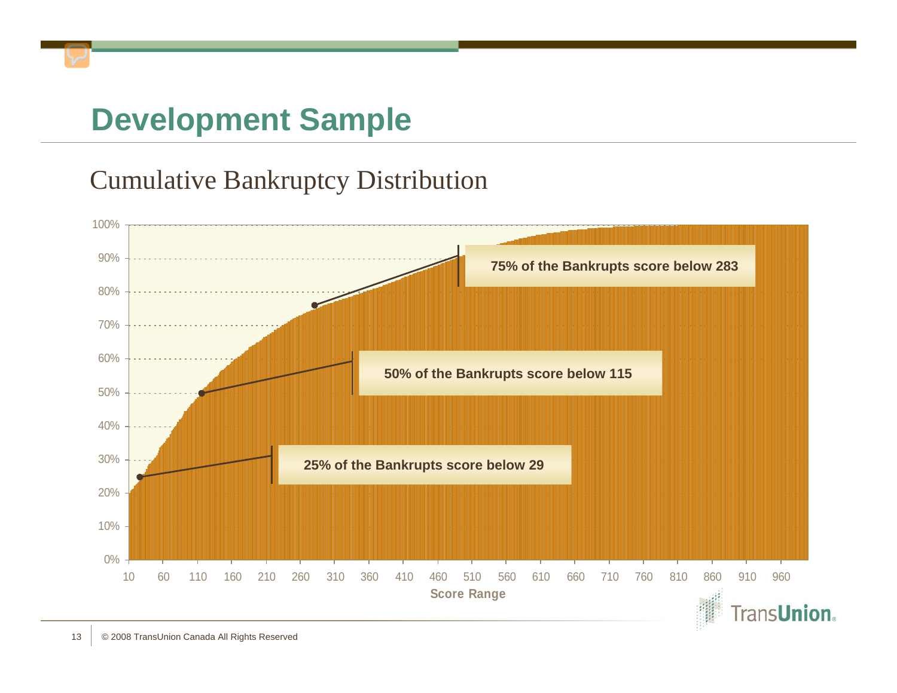# Development Sample

## Cumulative Bankruptcy Distribution

- 75% of the Bankrupts score below 283
- 50% of the Bankrupts score below 115
- 25% of the Bankrupts score below 29

Score Range

© 2008 TransUnion Canada All Rights Reserved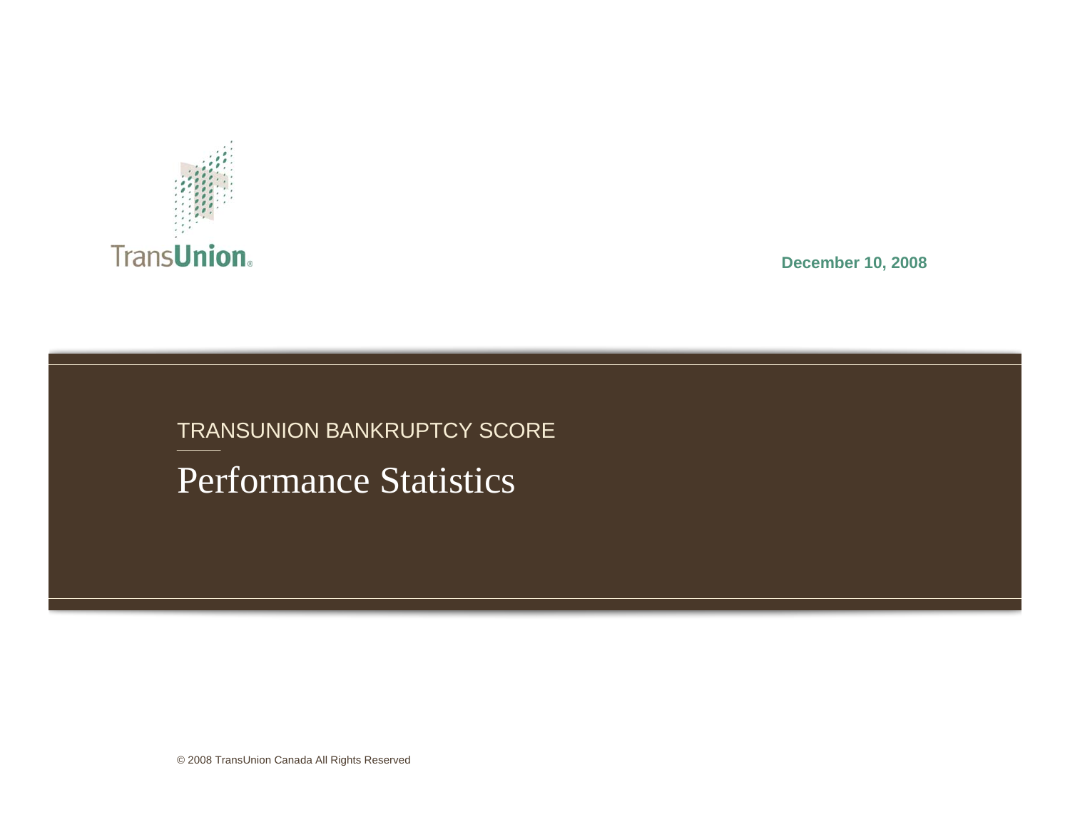TransUnion

December 10, 2008

TRANSUNION BANKRUPTCY SCORE

# Performance Statistics

© 2008 TransUnion Canada All Rights Reserved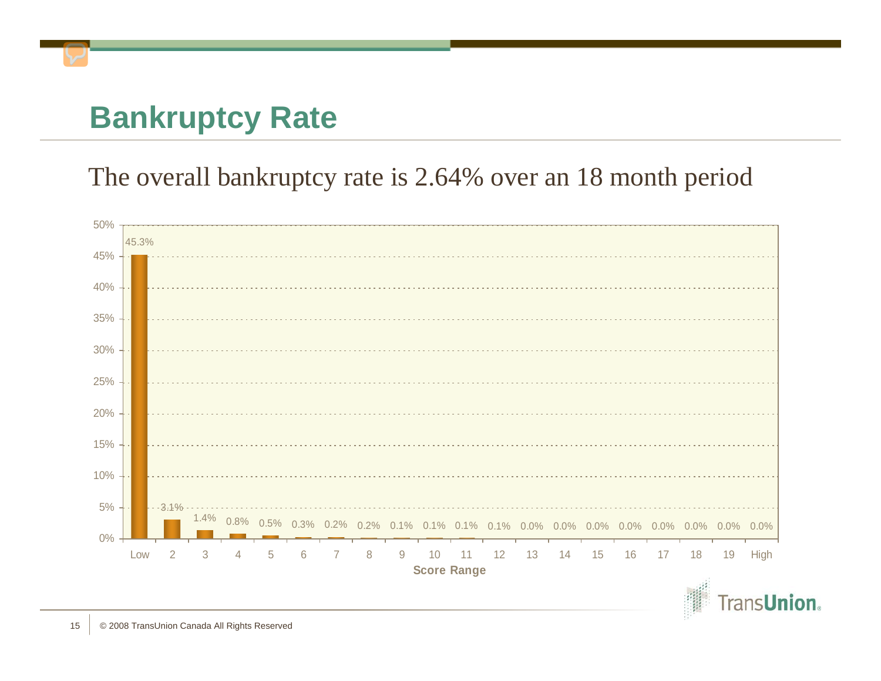# Bankruptcy Rate

The overall bankruptcy rate is 2.64% over an 18 month period

| Score Range | Bankruptcy Rate |
|---|---|
| Low | 45.3% |
| 2 | 3.1% |
| 3 | 1.4% |
| 4 | 0.8% |
| 5 | 0.5% |
| 6 | 0.3% |
| 7 | 0.2% |
| 8 | 0.2% |
| 9 | 0.1% |
| 10 | 0.1% |
| 11 | 0.1% |
| 12 | 0.1% |
| 13 | 0.0% |
| 14 | 0.0% |
| 15 | 0.0% |
| 16 | 0.0% |
| 17 | 0.0% |
| 18 | 0.0% |
| 19 | 0.0% |
| High | 0.0% |

© 2008 TransUnion Canada All Rights Reserved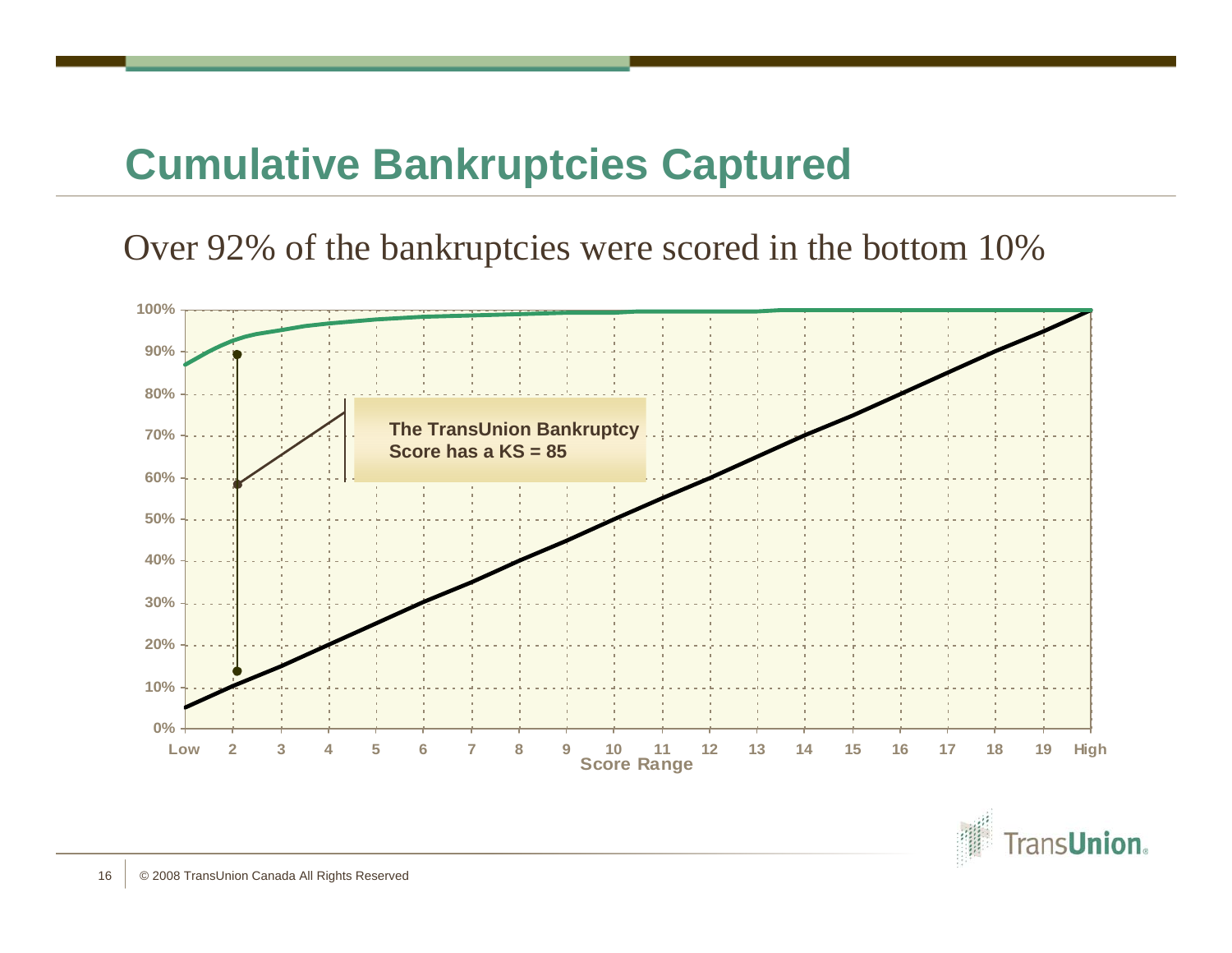# Cumulative Bankruptcies Captured

Over 92% of the bankruptcies were scored in the bottom 10%

The TransUnion Bankruptcy Score has a KS = 85

100%
90%
80%
70%
60%
50%
40%
30%
20%
10%
0%

Low 2 3 4 5 6 7 8 9 10 11 12 13 14 15 16 17 18 19 High

Score Range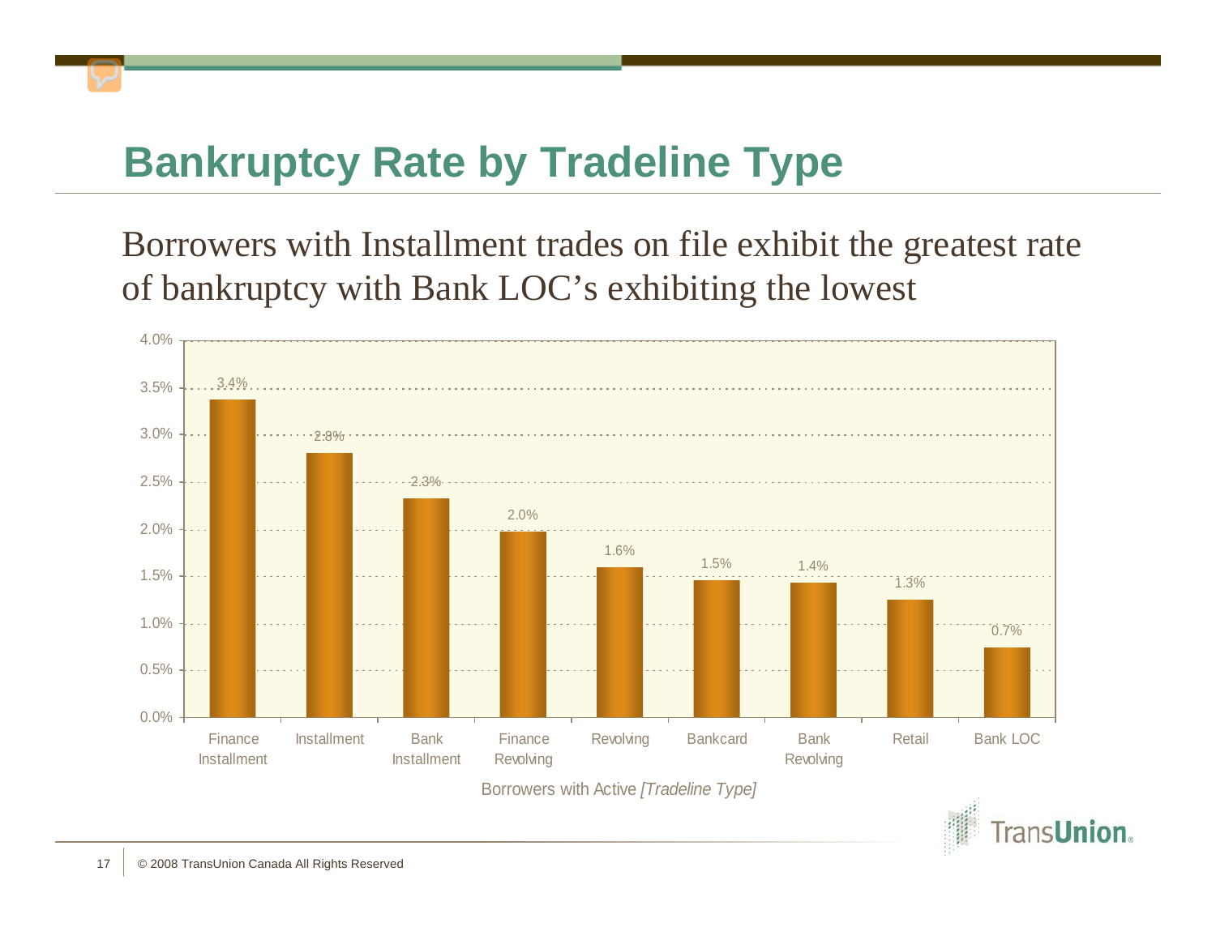# Bankruptcy Rate by Tradeline Type

Borrowers with Installment trades on file exhibit the greatest rate of bankruptcy with Bank LOC's exhibiting the lowest

| Borrowers with Active *[Tradeline Type]* | Bankruptcy Rate |
| --- | --- |
| Finance Installment | 3.4% |
| Installment | 2.8% |
| Bank Installment | 2.3% |
| Finance Revolving | 2.0% |
| Revolving | 1.6% |
| Bankcard | 1.5% |
| Bank Revolving | 1.4% |
| Retail | 1.3% |
| Bank LOC | 0.7% |

© 2008 TransUnion Canada All Rights Reserved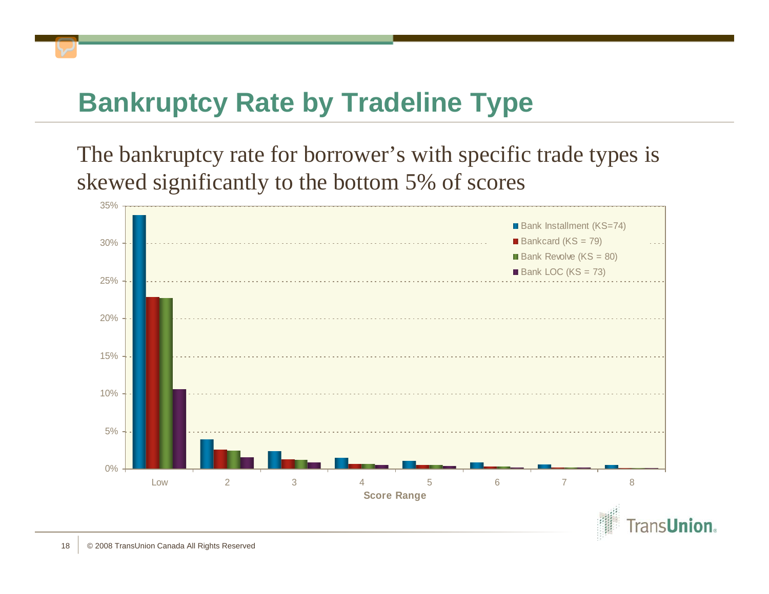# Bankruptcy Rate by Tradeline Type

The bankruptcy rate for borrower's with specific trade types is skewed significantly to the bottom 5% of scores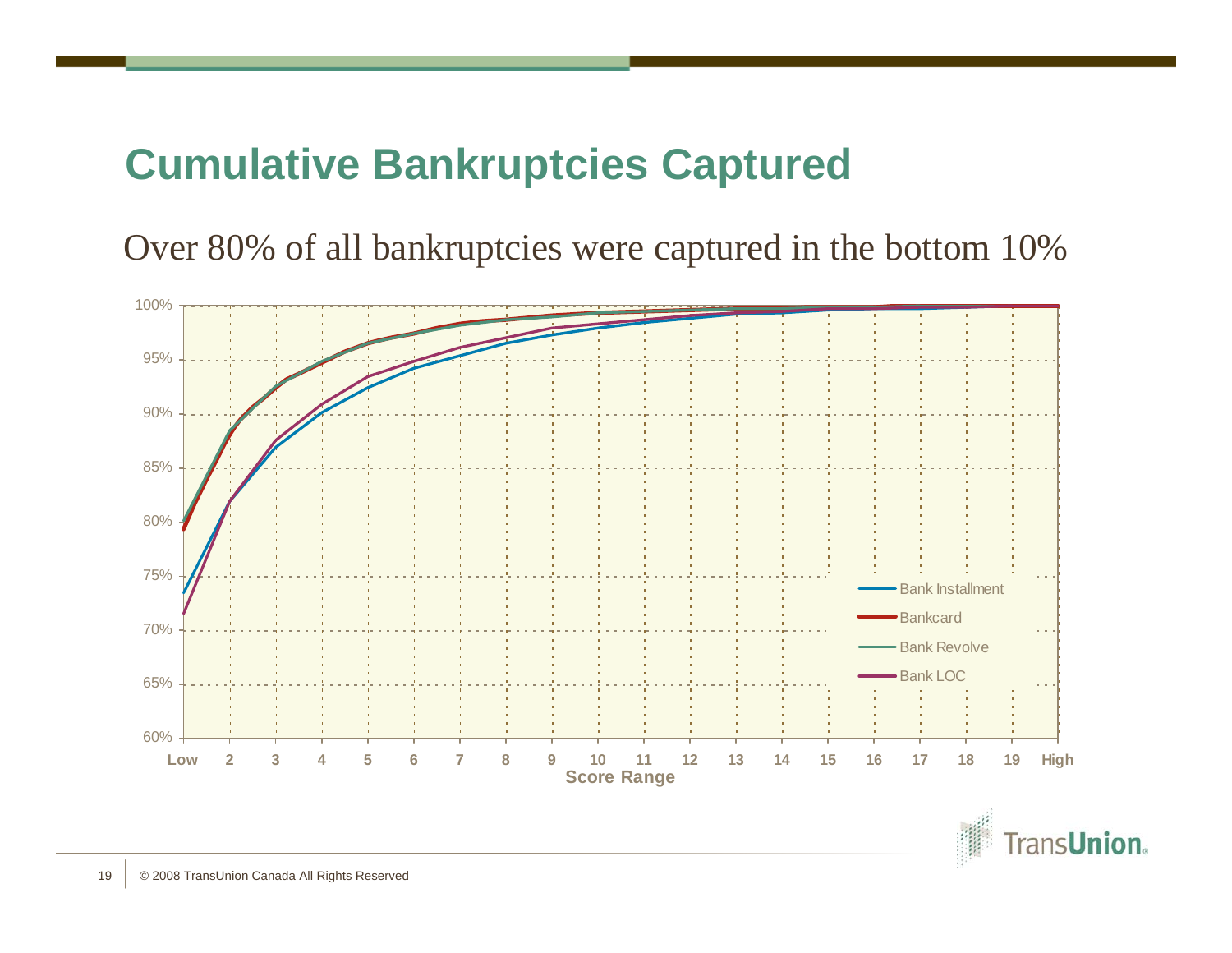# Cumulative Bankruptcies Captured

Over 80% of all bankruptcies were captured in the bottom 10%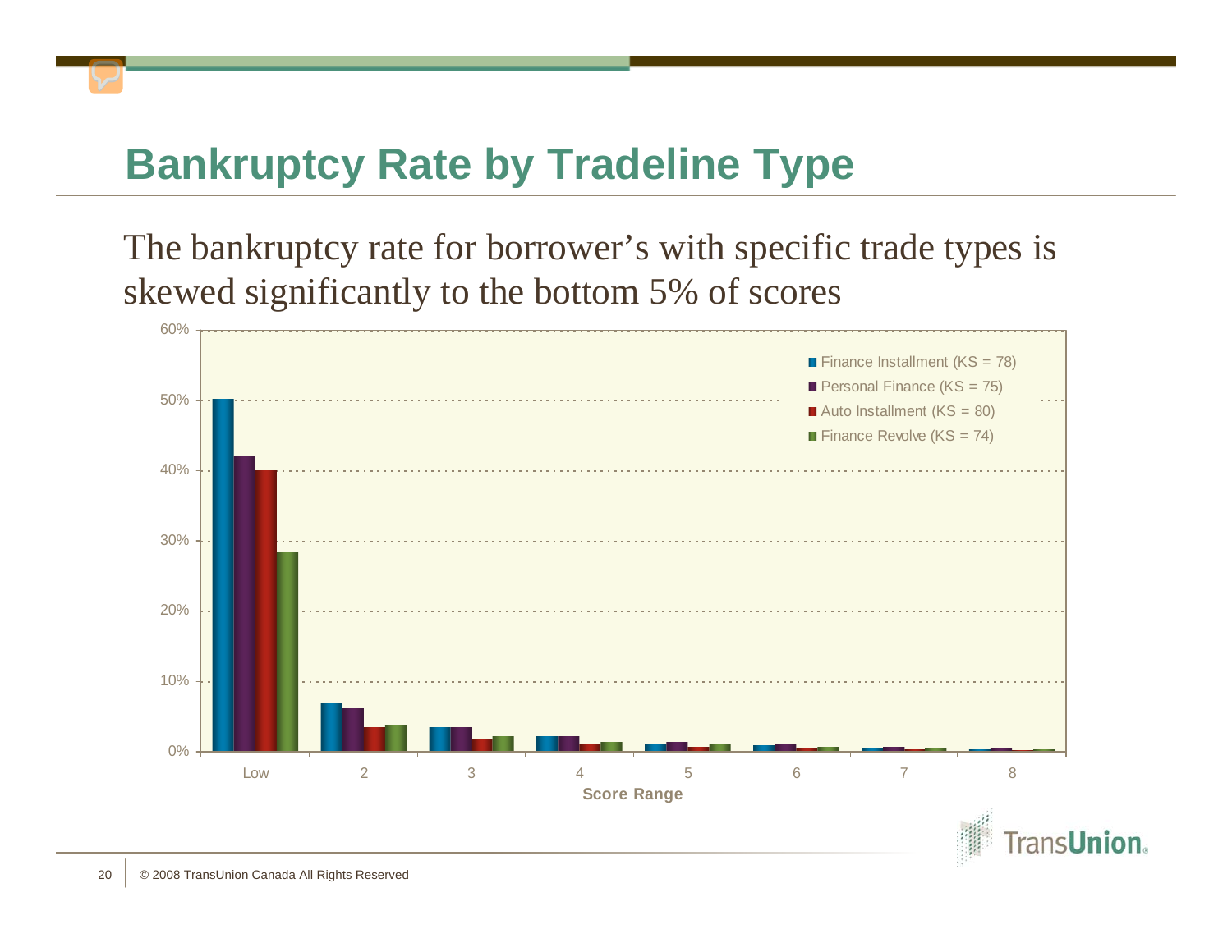# Bankruptcy Rate by Tradeline Type

The bankruptcy rate for borrower's with specific trade types is skewed significantly to the bottom 5% of scores

- Finance Installment (KS = 78)
- Personal Finance (KS = 75)
- Auto Installment (KS = 80)
- Finance Revolve (KS = 74)

60%
50%
40%
30%
20%
10%
0%

Low 2 3 4 5 6 7 8

**Score Range**

© 2008 TransUnion Canada All Rights Reserved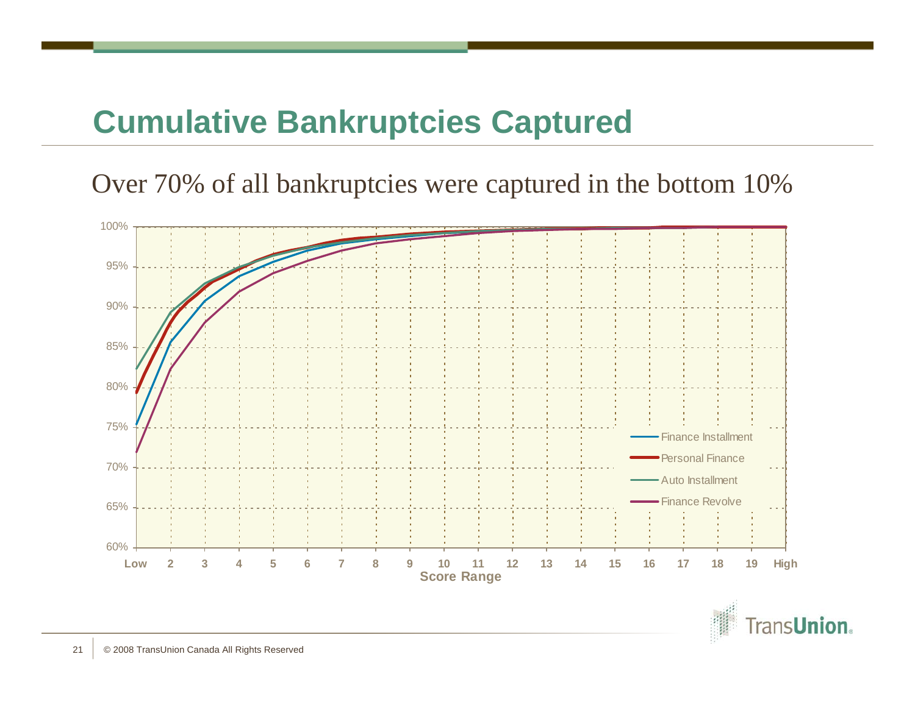# Cumulative Bankruptcies Captured

Over 70% of all bankruptcies were captured in the bottom 10%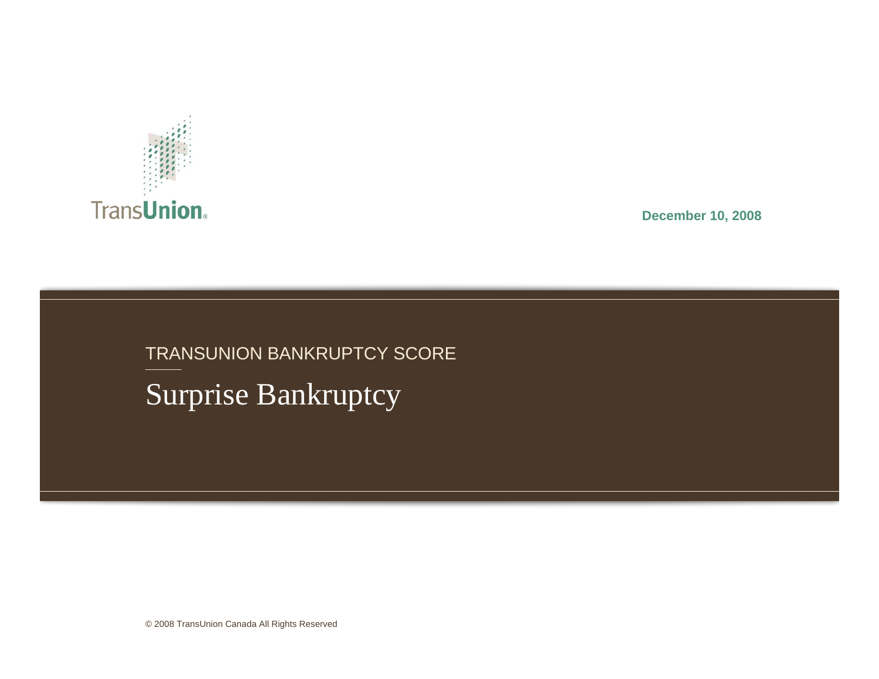TransUnion

December 10, 2008

TRANSUNION BANKRUPTCY SCORE

# Surprise Bankruptcy

© 2008 TransUnion Canada All Rights Reserved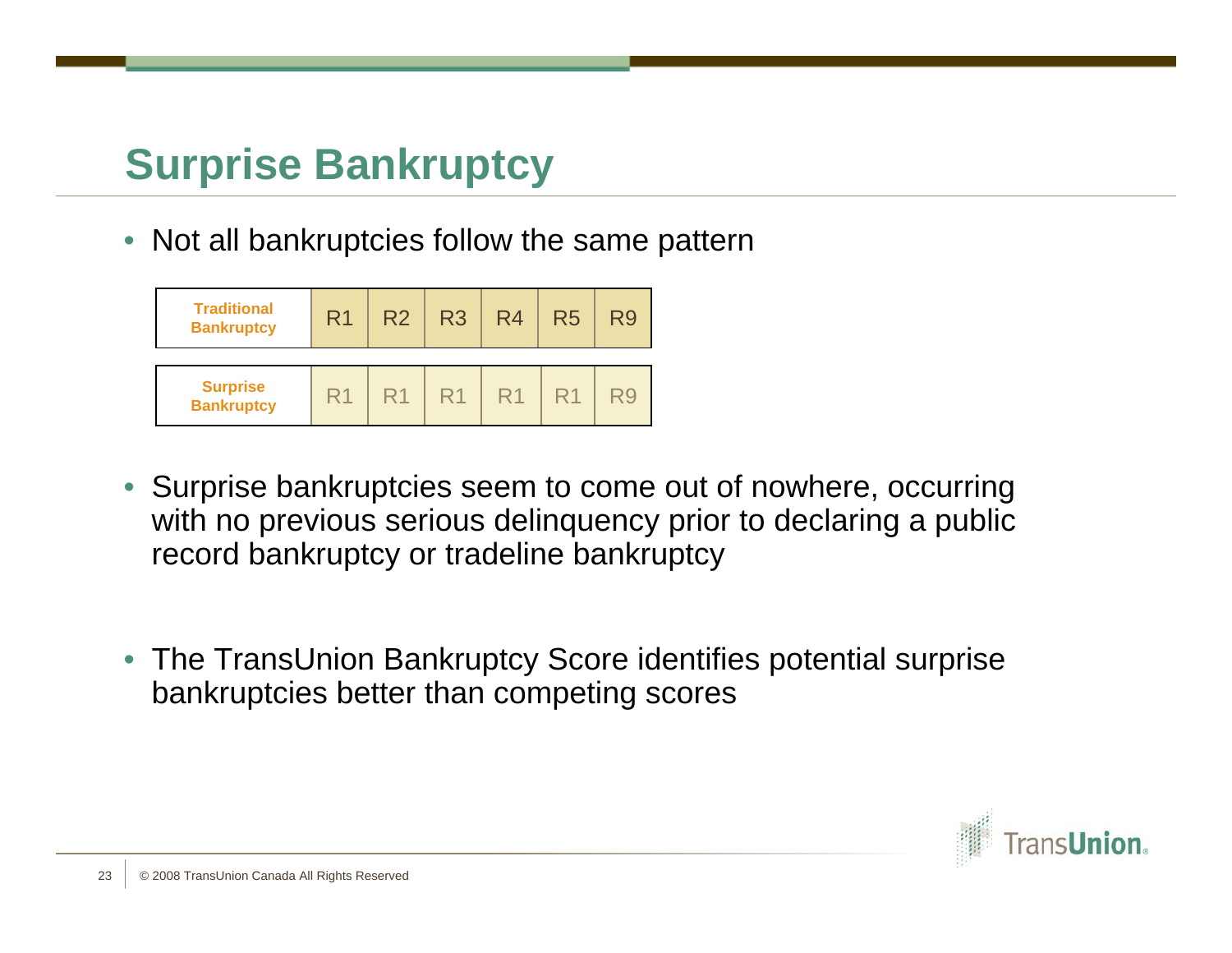# Surprise Bankruptcy

- Not all bankruptcies follow the same pattern

| | | | | | | |
|---|---|---|---|---|---|---|
| **Traditional Bankruptcy** | R1 | R2 | R3 | R4 | R5 | R9 |

| | | | | | | |
|---|---|---|---|---|---|---|
| **Surprise Bankruptcy** | R1 | R1 | R1 | R1 | R1 | R9 |

- Surprise bankruptcies seem to come out of nowhere, occurring with no previous serious delinquency prior to declaring a public record bankruptcy or tradeline bankruptcy

- The TransUnion Bankruptcy Score identifies potential surprise bankruptcies better than competing scores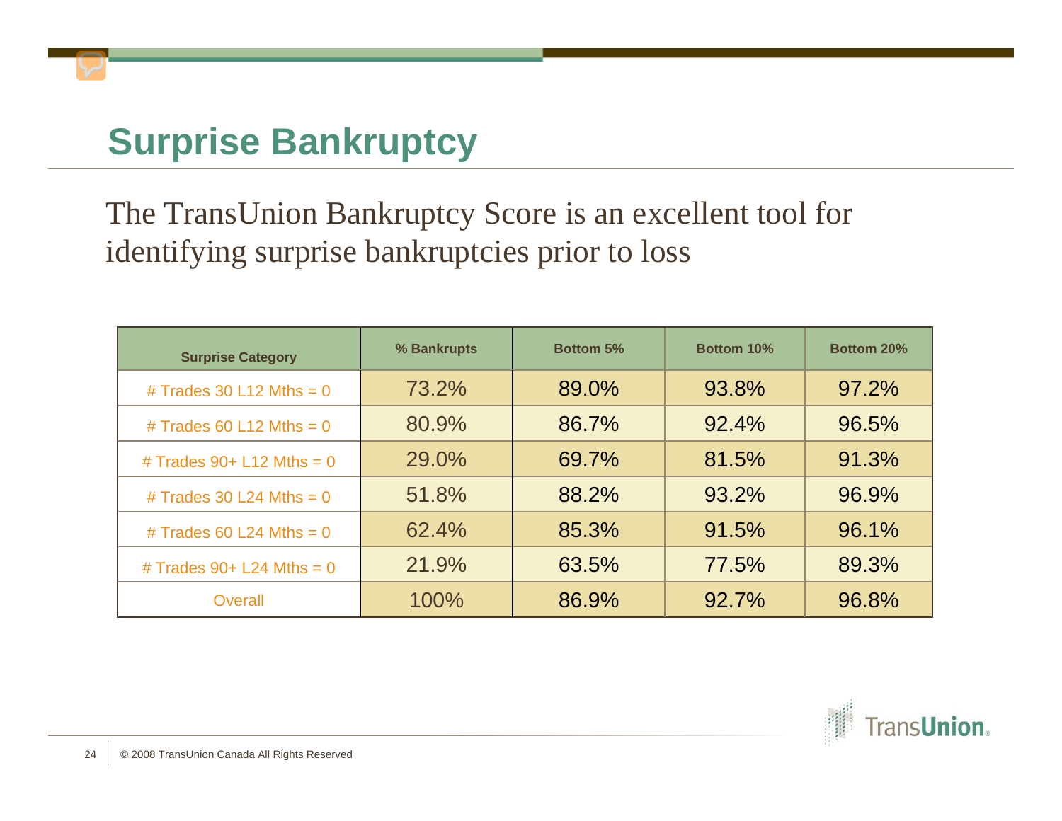# Surprise Bankruptcy

The TransUnion Bankruptcy Score is an excellent tool for identifying surprise bankruptcies prior to loss

| Surprise Category | % Bankrupts | Bottom 5% | Bottom 10% | Bottom 20% |
|---|---|---|---|---|
| # Trades 30 L12 Mths = 0 | 73.2% | 89.0% | 93.8% | 97.2% |
| # Trades 60 L12 Mths = 0 | 80.9% | 86.7% | 92.4% | 96.5% |
| # Trades 90+ L12 Mths = 0 | 29.0% | 69.7% | 81.5% | 91.3% |
| # Trades 30 L24 Mths = 0 | 51.8% | 88.2% | 93.2% | 96.9% |
| # Trades 60 L24 Mths = 0 | 62.4% | 85.3% | 91.5% | 96.1% |
| # Trades 90+ L24 Mths = 0 | 21.9% | 63.5% | 77.5% | 89.3% |
| Overall | 100% | 86.9% | 92.7% | 96.8% |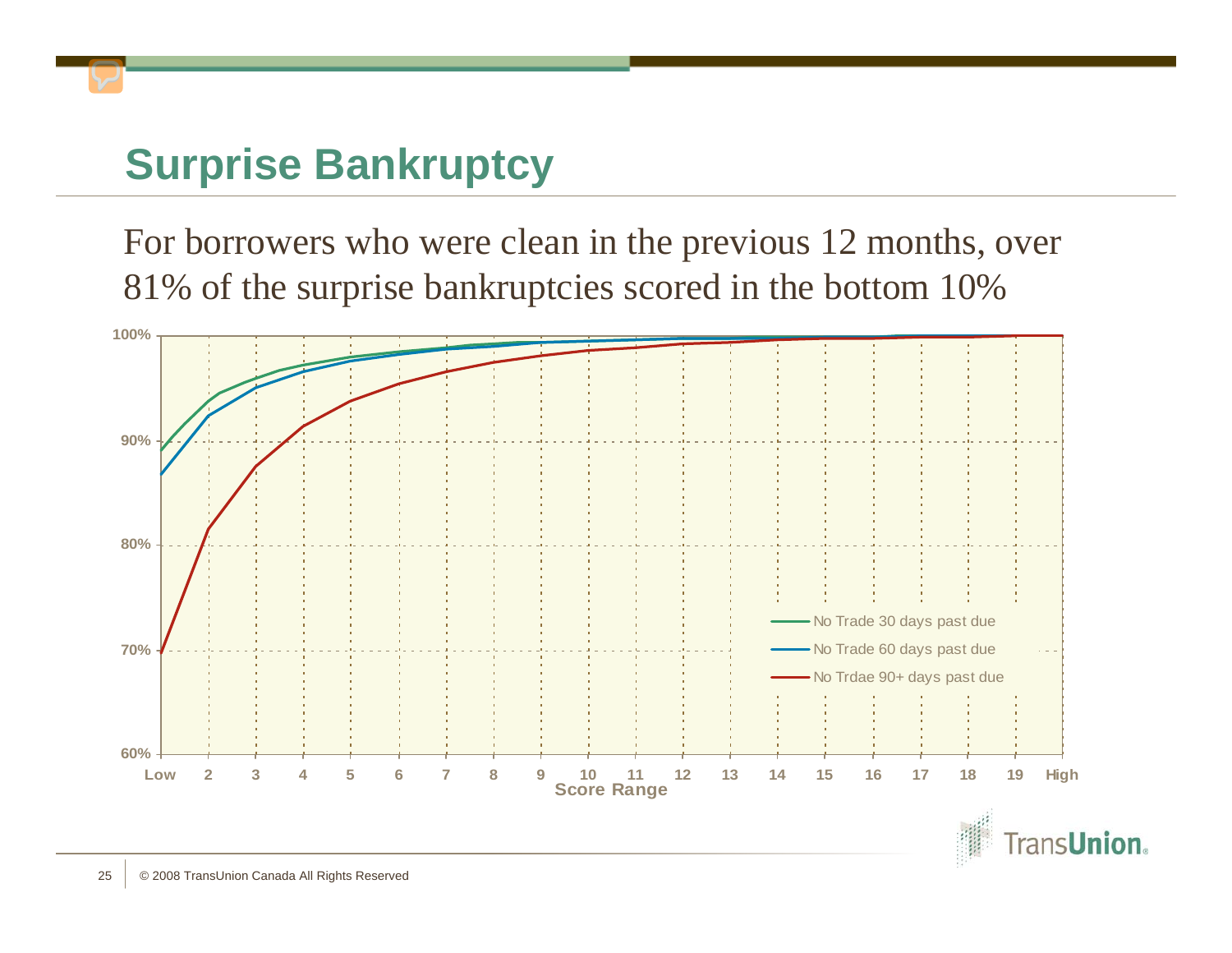# Surprise Bankruptcy

For borrowers who were clean in the previous 12 months, over 81% of the surprise bankruptcies scored in the bottom 10%

100%
90%
80%
70%
60%

Low 2 3 4 5 6 7 8 9 10 11 12 13 14 15 16 17 18 19 High

Score Range

- No Trade 30 days past due
- No Trade 60 days past due
- No Trdae 90+ days past due

© 2008 TransUnion Canada All Rights Reserved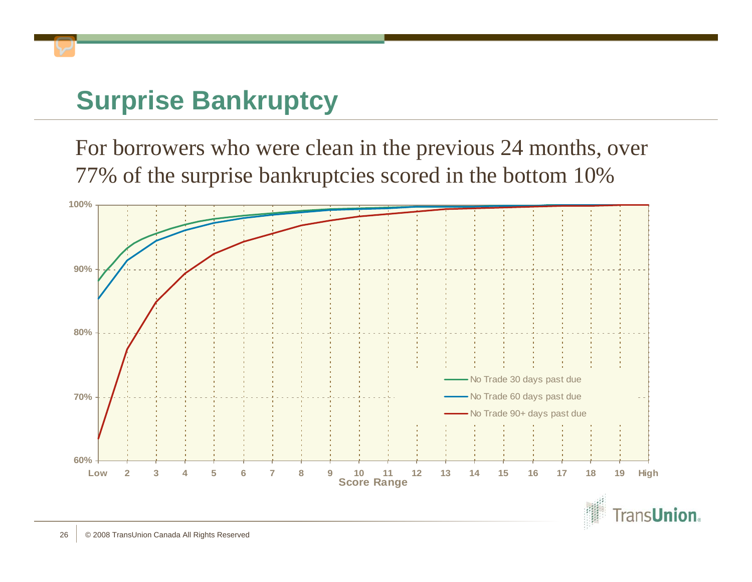# Surprise Bankruptcy

For borrowers who were clean in the previous 24 months, over 77% of the surprise bankruptcies scored in the bottom 10%

100%
90%
80%
70%
60%

Low 2 3 4 5 6 7 8 9 10 11 12 13 14 15 16 17 18 19 High

Score Range

- No Trade 30 days past due
- No Trade 60 days past due
- No Trade 90+ days past due

© 2008 TransUnion Canada All Rights Reserved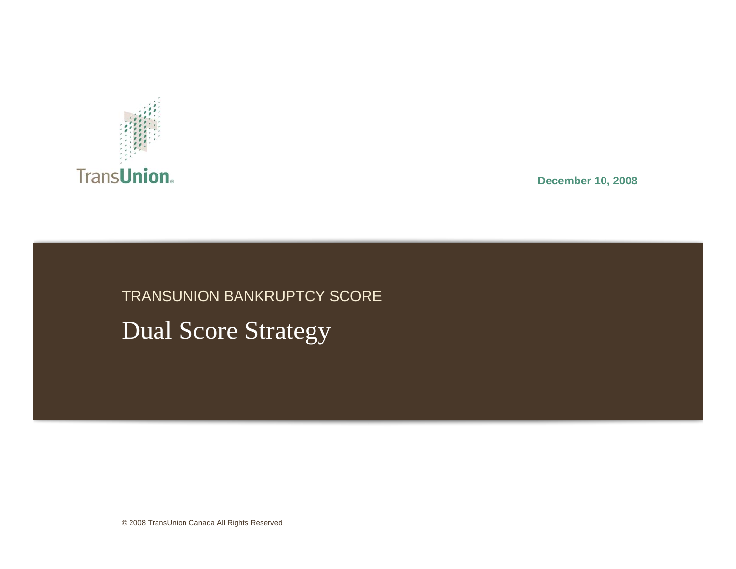December 10, 2008

TRANSUNION BANKRUPTCY SCORE

# Dual Score Strategy

© 2008 TransUnion Canada All Rights Reserved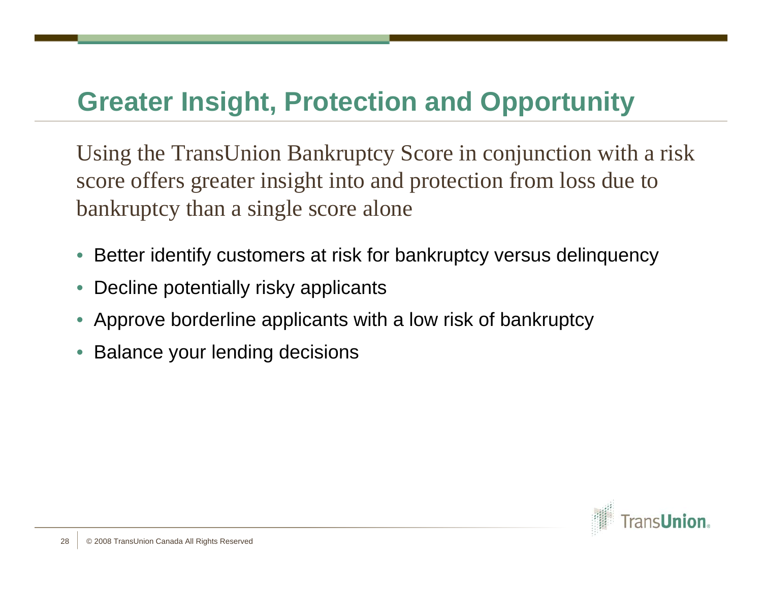# Greater Insight, Protection and Opportunity

Using the TransUnion Bankruptcy Score in conjunction with a risk score offers greater insight into and protection from loss due to bankruptcy than a single score alone

- Better identify customers at risk for bankruptcy versus delinquency
- Decline potentially risky applicants
- Approve borderline applicants with a low risk of bankruptcy
- Balance your lending decisions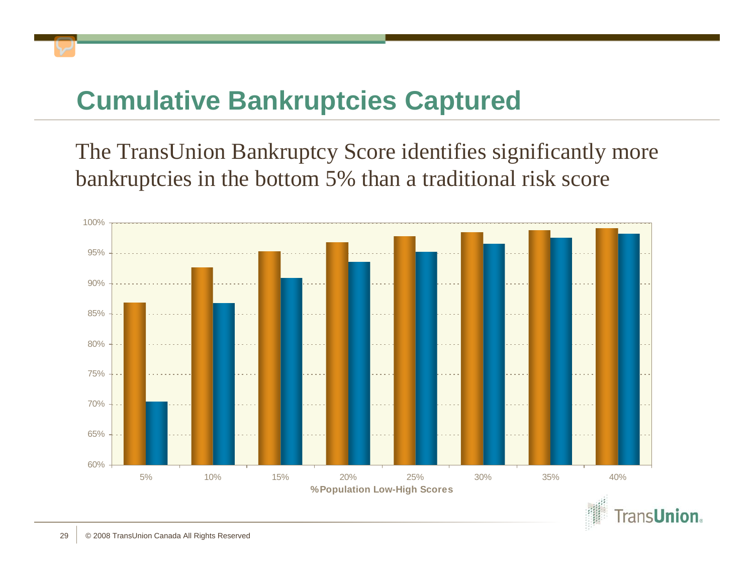# Cumulative Bankruptcies Captured

The TransUnion Bankruptcy Score identifies significantly more bankruptcies in the bottom 5% than a traditional risk score

100%
95%
90%
85%
80%
75%
70%
65%
60%

5% 10% 15% 20% 25% 30% 35% 40%

**%Population Low-High Scores**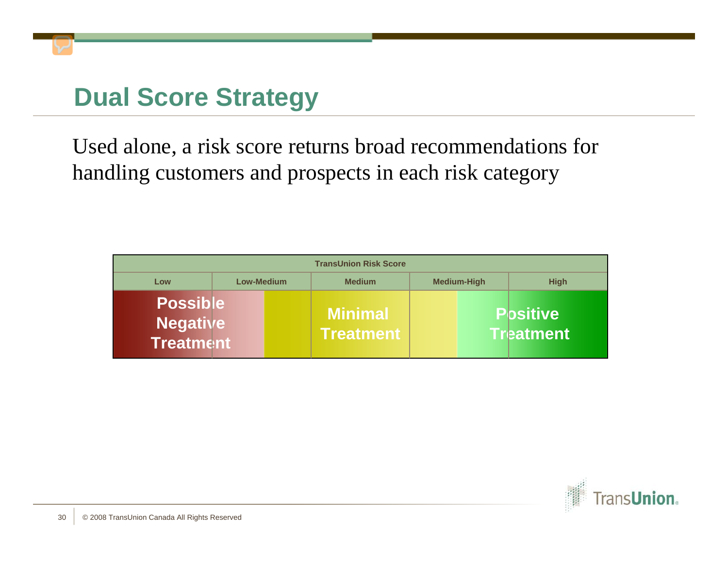# Dual Score Strategy

Used alone, a risk score returns broad recommendations for handling customers and prospects in each risk category

| TransUnion Risk Score | | | | |
|---|---|---|---|---|
| Low | Low-Medium | Medium | Medium-High | High |
| Possible Negative Treatment | | Minimal Treatment | | Positive Treatment |

© 2008 TransUnion Canada All Rights Reserved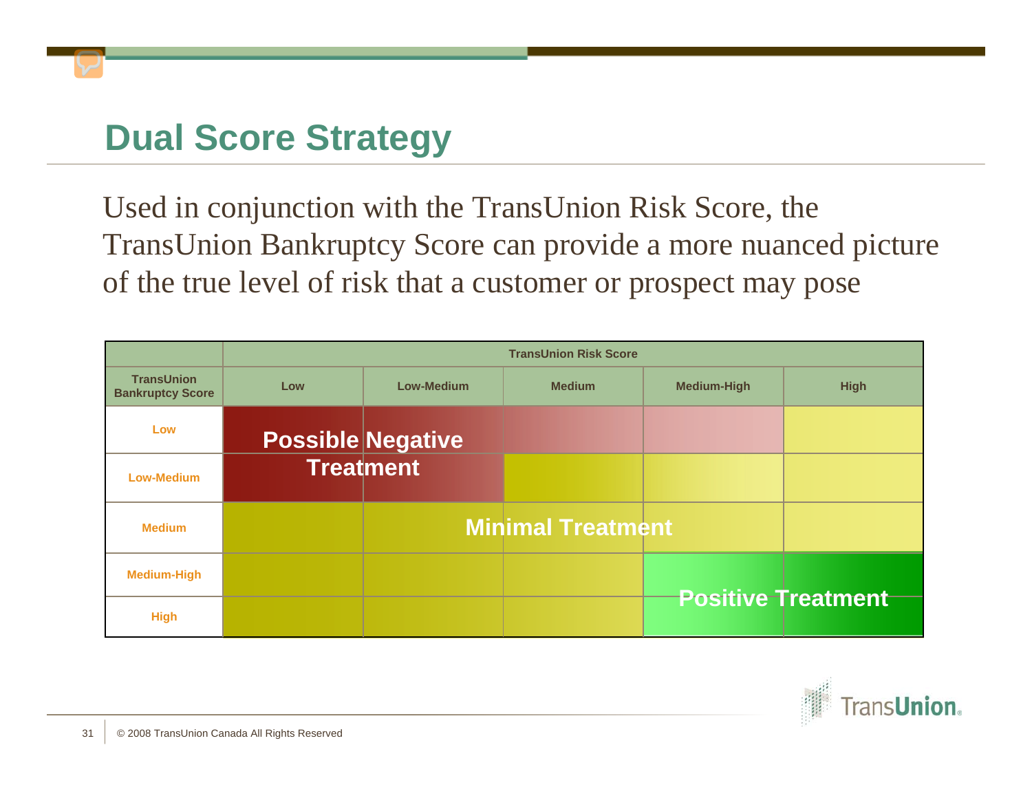# Dual Score Strategy

Used in conjunction with the TransUnion Risk Score, the TransUnion Bankruptcy Score can provide a more nuanced picture of the true level of risk that a customer or prospect may pose

| | TransUnion Risk Score | | | | |
|---|---|---|---|---|---|
| **TransUnion Bankruptcy Score** | **Low** | **Low-Medium** | **Medium** | **Medium-High** | **High** |
| **Low** | Possible Negative Treatment | Possible Negative Treatment | | | |
| **Low-Medium** | Possible Negative Treatment | Possible Negative Treatment | | | |
| **Medium** | | Minimal Treatment | Minimal Treatment | Minimal Treatment | |
| **Medium-High** | | | | Positive Treatment | Positive Treatment |
| **High** | | | | Positive Treatment | Positive Treatment |

© 2008 TransUnion Canada All Rights Reserved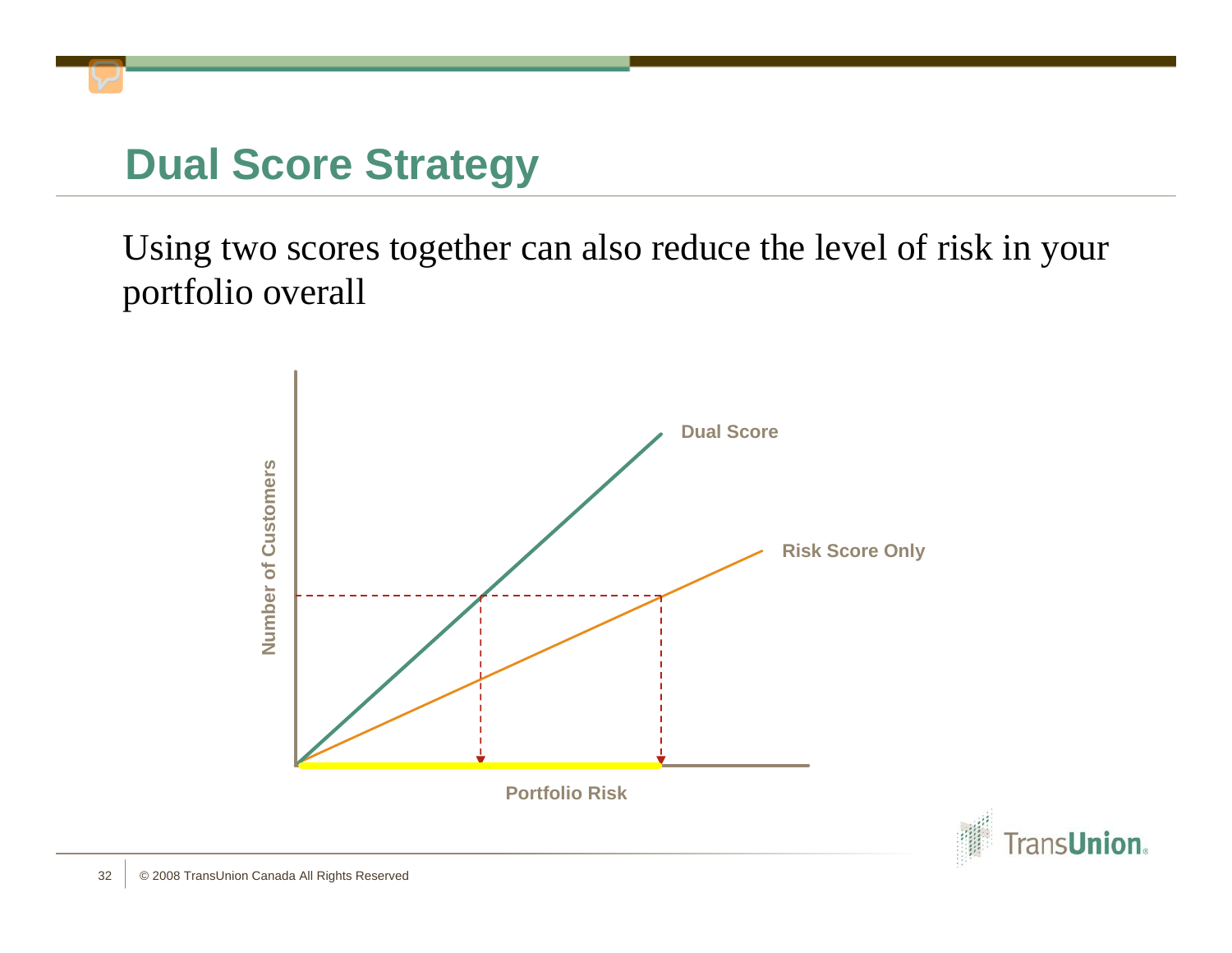# Dual Score Strategy

Using two scores together can also reduce the level of risk in your portfolio overall

Dual Score

Risk Score Only

Number of Customers

Portfolio Risk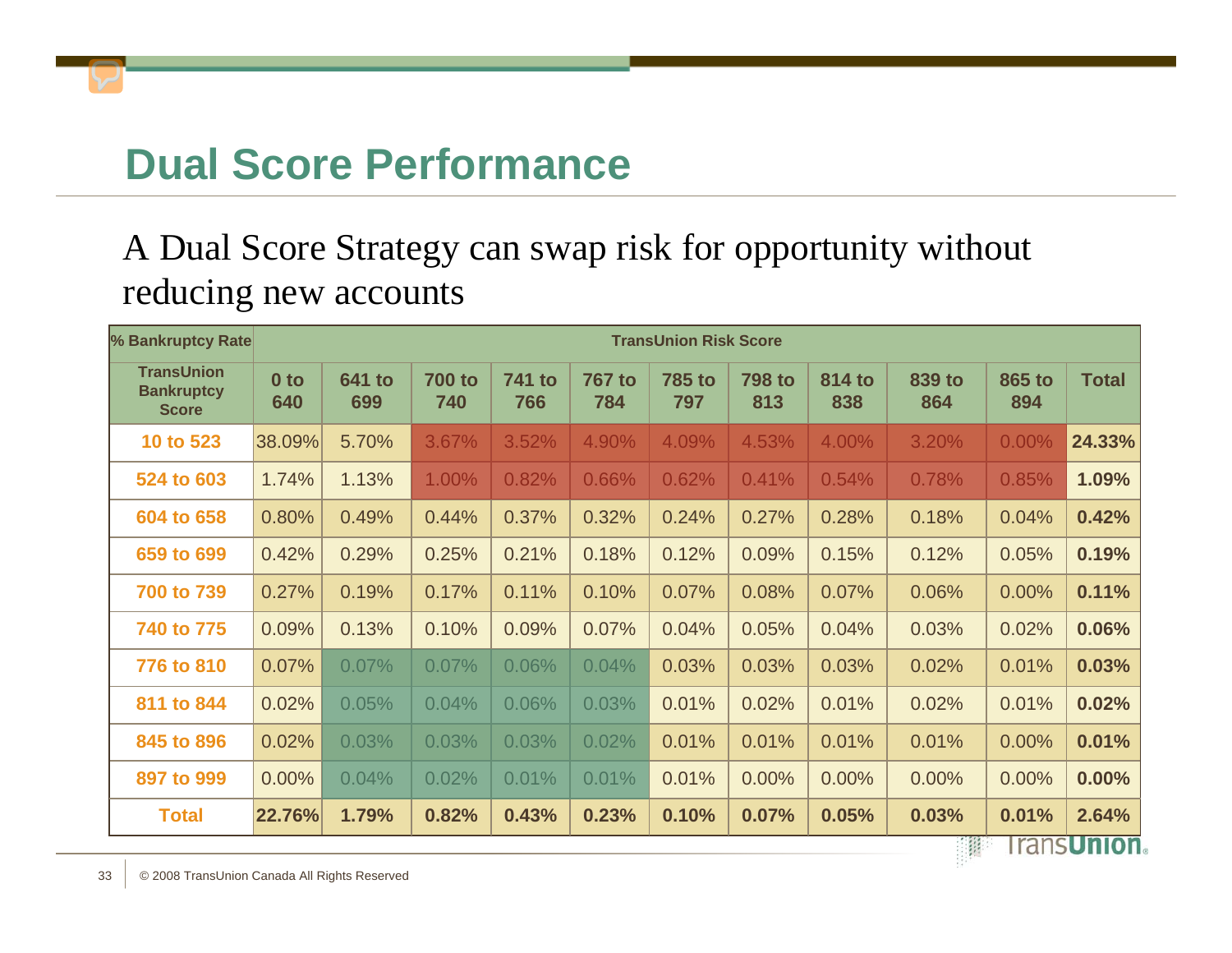# Dual Score Performance

A Dual Score Strategy can swap risk for opportunity without reducing new accounts

| % Bankruptcy Rate | TransUnion Risk Score | | | | | | | | | | |
|---|---|---|---|---|---|---|---|---|---|---|---|
| TransUnion Bankruptcy Score | 0 to 640 | 641 to 699 | 700 to 740 | 741 to 766 | 767 to 784 | 785 to 797 | 798 to 813 | 814 to 838 | 839 to 864 | 865 to 894 | Total |
| 10 to 523 | 38.09% | 5.70% | 3.67% | 3.52% | 4.90% | 4.09% | 4.53% | 4.00% | 3.20% | 0.00% | **24.33%** |
| 524 to 603 | 1.74% | 1.13% | 1.00% | 0.82% | 0.66% | 0.62% | 0.41% | 0.54% | 0.78% | 0.85% | **1.09%** |
| 604 to 658 | 0.80% | 0.49% | 0.44% | 0.37% | 0.32% | 0.24% | 0.27% | 0.28% | 0.18% | 0.04% | **0.42%** |
| 659 to 699 | 0.42% | 0.29% | 0.25% | 0.21% | 0.18% | 0.12% | 0.09% | 0.15% | 0.12% | 0.05% | **0.19%** |
| 700 to 739 | 0.27% | 0.19% | 0.17% | 0.11% | 0.10% | 0.07% | 0.08% | 0.07% | 0.06% | 0.00% | **0.11%** |
| 740 to 775 | 0.09% | 0.13% | 0.10% | 0.09% | 0.07% | 0.04% | 0.05% | 0.04% | 0.03% | 0.02% | **0.06%** |
| 776 to 810 | 0.07% | 0.07% | 0.07% | 0.06% | 0.04% | 0.03% | 0.03% | 0.03% | 0.02% | 0.01% | **0.03%** |
| 811 to 844 | 0.02% | 0.05% | 0.04% | 0.06% | 0.03% | 0.01% | 0.02% | 0.01% | 0.02% | 0.01% | **0.02%** |
| 845 to 896 | 0.02% | 0.03% | 0.03% | 0.03% | 0.02% | 0.01% | 0.01% | 0.01% | 0.01% | 0.00% | **0.01%** |
| 897 to 999 | 0.00% | 0.04% | 0.02% | 0.01% | 0.01% | 0.01% | 0.00% | 0.00% | 0.00% | 0.00% | **0.00%** |
| **Total** | **22.76%** | **1.79%** | **0.82%** | **0.43%** | **0.23%** | **0.10%** | **0.07%** | **0.05%** | **0.03%** | **0.01%** | **2.64%** |

© 2008 TransUnion Canada All Rights Reserved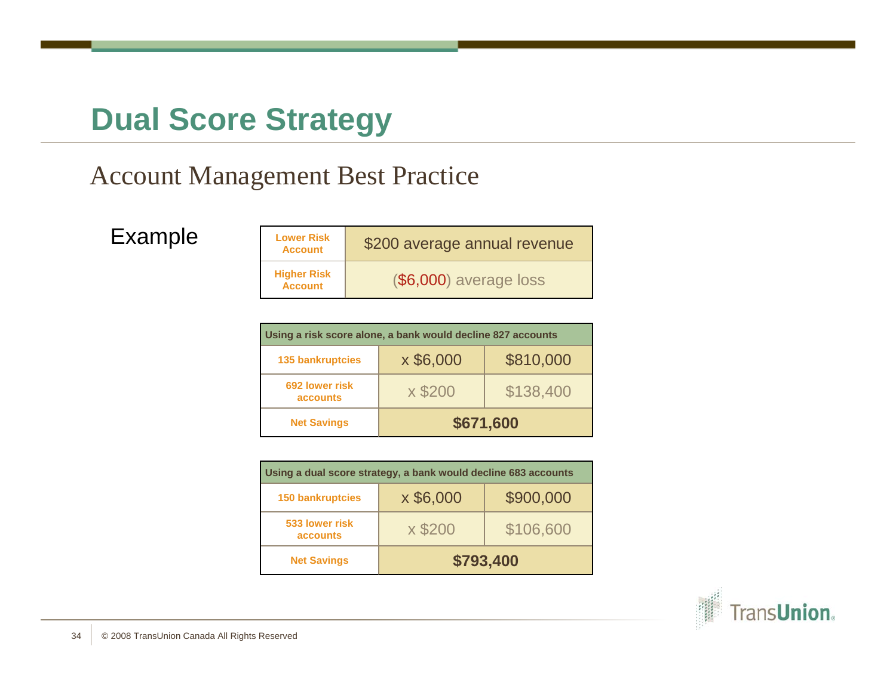# Dual Score Strategy

## Account Management Best Practice

Example

| | |
|---|---|
| **Lower Risk Account** | $200 average annual revenue |
| **Higher Risk Account** | ($6,000) average loss |

| Using a risk score alone, a bank would decline 827 accounts | | |
|---|---|---|
| **135 bankruptcies** | x $6,000 | $810,000 |
| **692 lower risk accounts** | x $200 | $138,400 |
| **Net Savings** | **$671,600** | |

| Using a dual score strategy, a bank would decline 683 accounts | | |
|---|---|---|
| **150 bankruptcies** | x $6,000 | $900,000 |
| **533 lower risk accounts** | x $200 | $106,600 |
| **Net Savings** | **$793,400** | |

© 2008 TransUnion Canada All Rights Reserved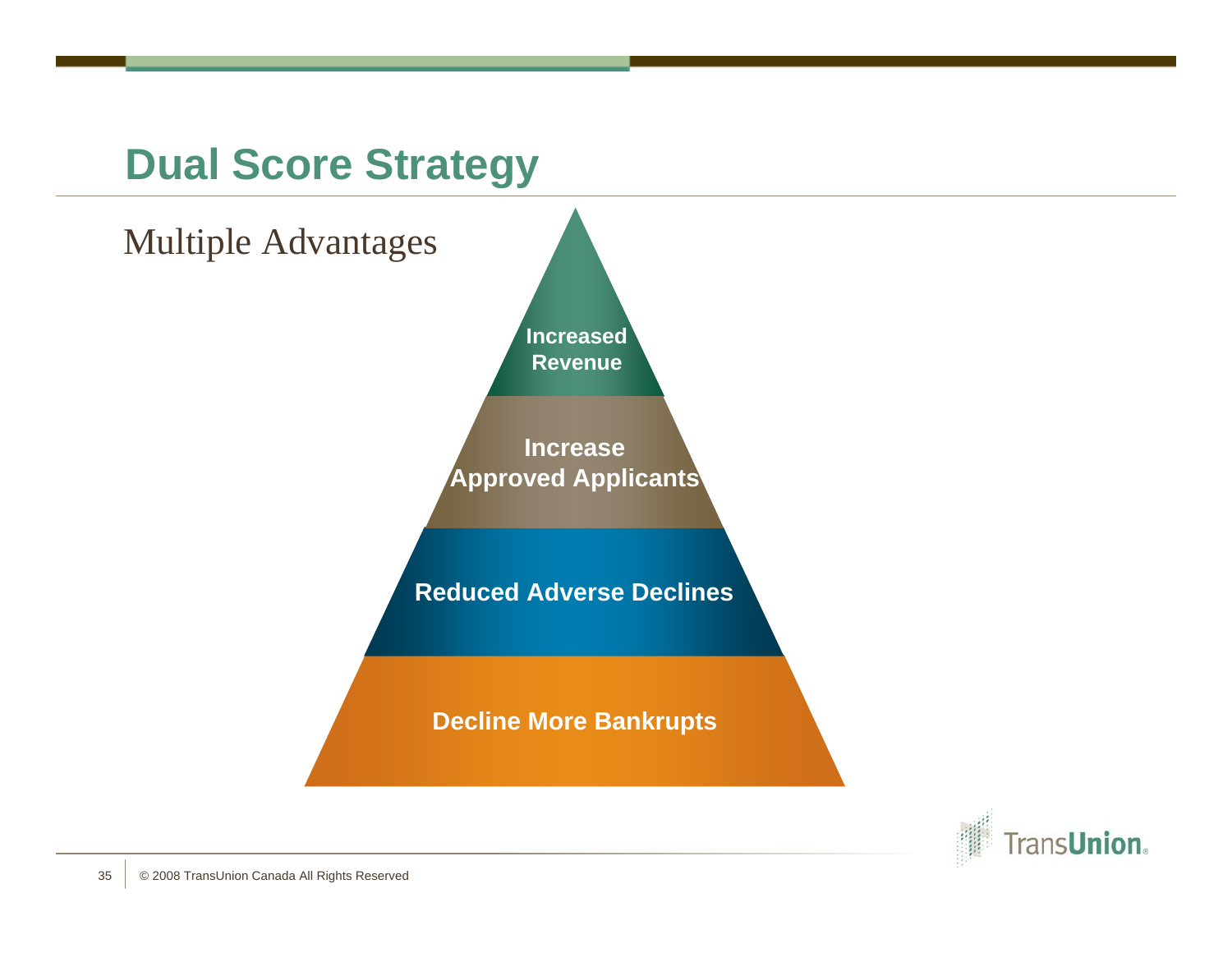# Dual Score Strategy

Multiple Advantages

Increased Revenue

Increase Approved Applicants

Reduced Adverse Declines

Decline More Bankrupts

© 2008 TransUnion Canada All Rights Reserved